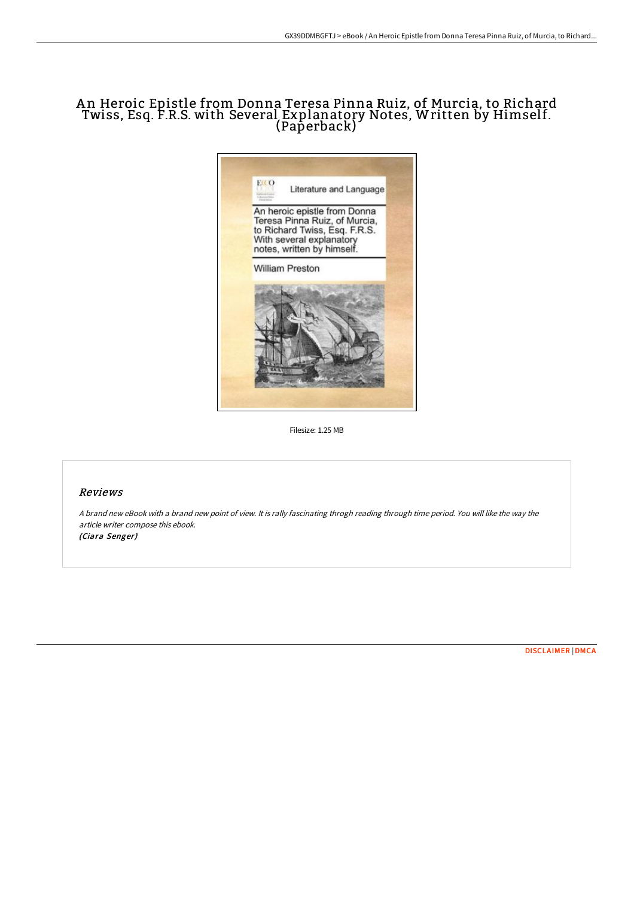# An Heroic Epistle from Donna Teresa Pinna Ruiz, of Murcia, to Richard Twiss, Esq. F.R.S. with Several Explanatory Notes, Written by Himself. (Paperback)

Filesize: 1.25 MB

## Reviews

*A brand new eBook with a brand new point of view. It is rally fascinating throgh reading through time period. You will like the way the article writer compose this ebook.*
*(Ciara Senger)*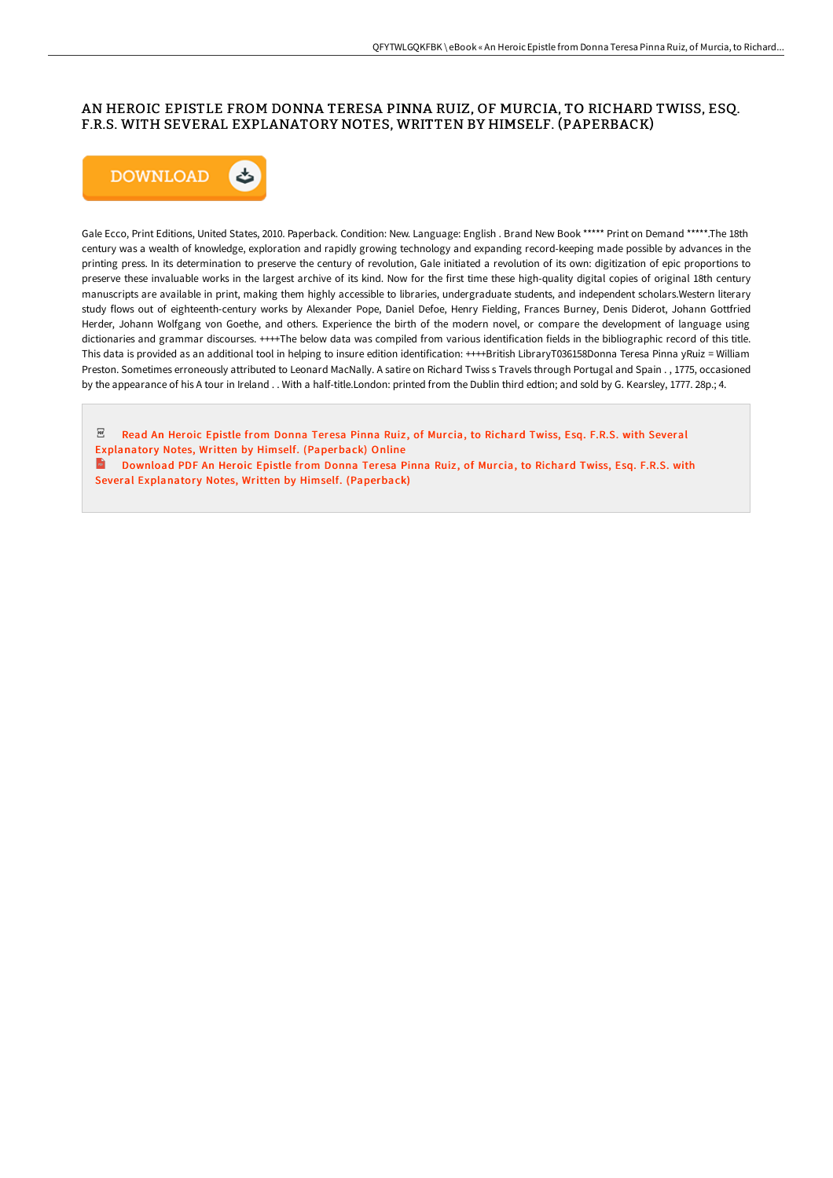## AN HEROIC EPISTLE FROM DONNA TERESA PINNA RUIZ, OF MURCIA, TO RICHARD TWISS, ESQ. F.R.S. WITH SEVERAL EXPLANATORY NOTES, WRITTEN BY HIMSELF. (PAPERBACK)

DOWNLOAD

Gale Ecco, Print Editions, United States, 2010. Paperback. Condition: New. Language: English . Brand New Book ***** Print on Demand *****.The 18th century was a wealth of knowledge, exploration and rapidly growing technology and expanding record-keeping made possible by advances in the printing press. In its determination to preserve the century of revolution, Gale initiated a revolution of its own: digitization of epic proportions to preserve these invaluable works in the largest archive of its kind. Now for the first time these high-quality digital copies of original 18th century manuscripts are available in print, making them highly accessible to libraries, undergraduate students, and independent scholars.Western literary study flows out of eighteenth-century works by Alexander Pope, Daniel Defoe, Henry Fielding, Frances Burney, Denis Diderot, Johann Gottfried Herder, Johann Wolfgang von Goethe, and others. Experience the birth of the modern novel, or compare the development of language using dictionaries and grammar discourses. ++++The below data was compiled from various identification fields in the bibliographic record of this title. This data is provided as an additional tool in helping to insure edition identification: ++++British LibraryT036158Donna Teresa Pinna yRuiz = William Preston. Sometimes erroneously attributed to Leonard MacNally. A satire on Richard Twiss s Travels through Portugal and Spain . , 1775, occasioned by the appearance of his A tour in Ireland . . With a half-title.London: printed from the Dublin third edtion; and sold by G. Kearsley, 1777. 28p.; 4.

Read An Heroic Epistle from Donna Teresa Pinna Ruiz, of Murcia, to Richard Twiss, Esq. F.R.S. with Several Explanatory Notes, Written by Himself. (Paperback) Online

Download PDF An Heroic Epistle from Donna Teresa Pinna Ruiz, of Murcia, to Richard Twiss, Esq. F.R.S. with Several Explanatory Notes, Written by Himself. (Paperback)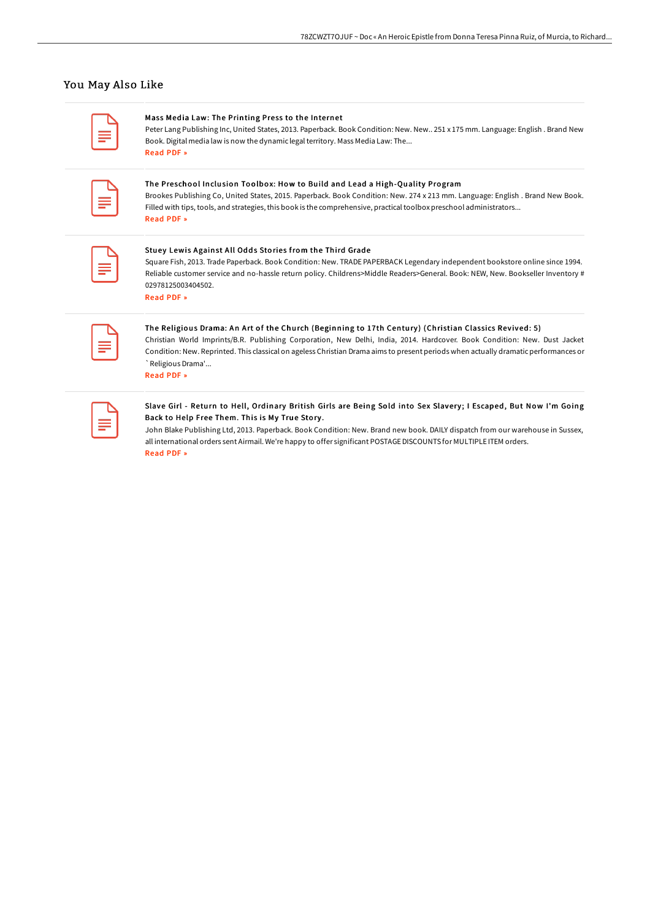## You May Also Like

### Mass Media Law: The Printing Press to the Internet

Peter Lang Publishing Inc, United States, 2013. Paperback. Book Condition: New. New.. 251 x 175 mm. Language: English . Brand New Book. Digital media law is now the dynamic legal territory. Mass Media Law: The...

Read PDF »

### The Preschool Inclusion Toolbox: How to Build and Lead a High-Quality Program

Brookes Publishing Co, United States, 2015. Paperback. Book Condition: New. 274 x 213 mm. Language: English . Brand New Book. Filled with tips, tools, and strategies, this book is the comprehensive, practical toolbox preschool administrators...

Read PDF »

### Stuey Lewis Against All Odds Stories from the Third Grade

Square Fish, 2013. Trade Paperback. Book Condition: New. TRADE PAPERBACK Legendary independent bookstore online since 1994. Reliable customer service and no-hassle return policy. Childrens>Middle Readers>General. Book: NEW, New. Bookseller Inventory # 02978125003404502.

Read PDF »

### The Religious Drama: An Art of the Church (Beginning to 17th Century) (Christian Classics Revived: 5)

Christian World Imprints/B.R. Publishing Corporation, New Delhi, India, 2014. Hardcover. Book Condition: New. Dust Jacket Condition: New. Reprinted. This classical on ageless Christian Drama aims to present periods when actually dramatic performances or `Religious Drama'...

Read PDF »

### Slave Girl - Return to Hell, Ordinary British Girls are Being Sold into Sex Slavery; I Escaped, But Now I'm Going Back to Help Free Them. This is My True Story.

John Blake Publishing Ltd, 2013. Paperback. Book Condition: New. Brand new book. DAILY dispatch from our warehouse in Sussex, all international orders sent Airmail. We're happy to offer significant POSTAGE DISCOUNTS for MULTIPLE ITEM orders.

Read PDF »